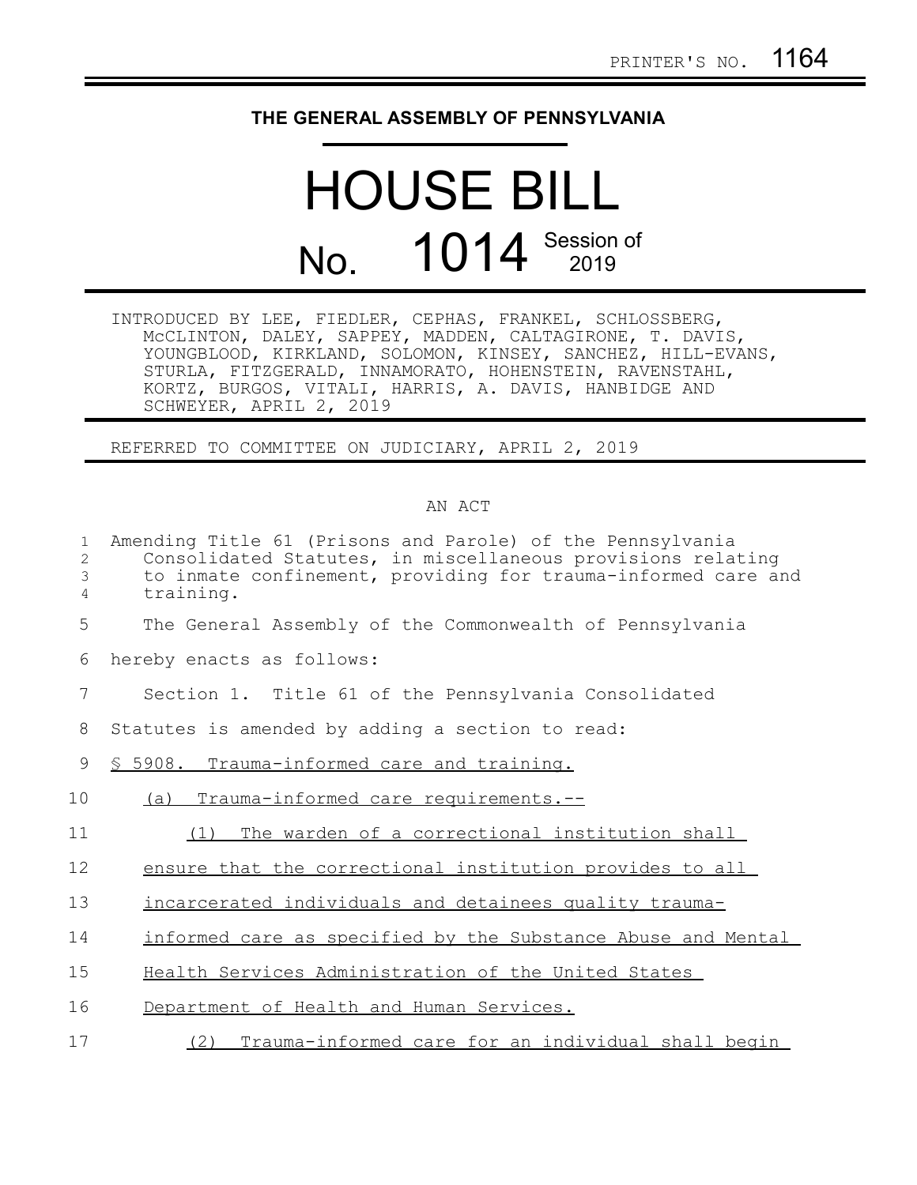PRINTER'S NO. 1164

**THE GENERAL ASSEMBLY OF PENNSYLVANIA**

# HOUSE BILL

# No. 1014 Session of 2019

INTRODUCED BY LEE, FIEDLER, CEPHAS, FRANKEL, SCHLOSSBERG, McCLINTON, DALEY, SAPPEY, MADDEN, CALTAGIRONE, T. DAVIS, YOUNGBLOOD, KIRKLAND, SOLOMON, KINSEY, SANCHEZ, HILL-EVANS, STURLA, FITZGERALD, INNAMORATO, HOHENSTEIN, RAVENSTAHL, KORTZ, BURGOS, VITALI, HARRIS, A. DAVIS, HANBIDGE AND SCHWEYER, APRIL 2, 2019

REFERRED TO COMMITTEE ON JUDICIARY, APRIL 2, 2019

AN ACT

Amending Title 61 (Prisons and Parole) of the Pennsylvania Consolidated Statutes, in miscellaneous provisions relating to inmate confinement, providing for trauma-informed care and training.

The General Assembly of the Commonwealth of Pennsylvania hereby enacts as follows:

Section 1. Title 61 of the Pennsylvania Consolidated Statutes is amended by adding a section to read:

§ 5908. Trauma-informed care and training.

(a) Trauma-informed care requirements.--

(1) The warden of a correctional institution shall ensure that the correctional institution provides to all incarcerated individuals and detainees quality trauma-informed care as specified by the Substance Abuse and Mental Health Services Administration of the United States Department of Health and Human Services.

(2) Trauma-informed care for an individual shall begin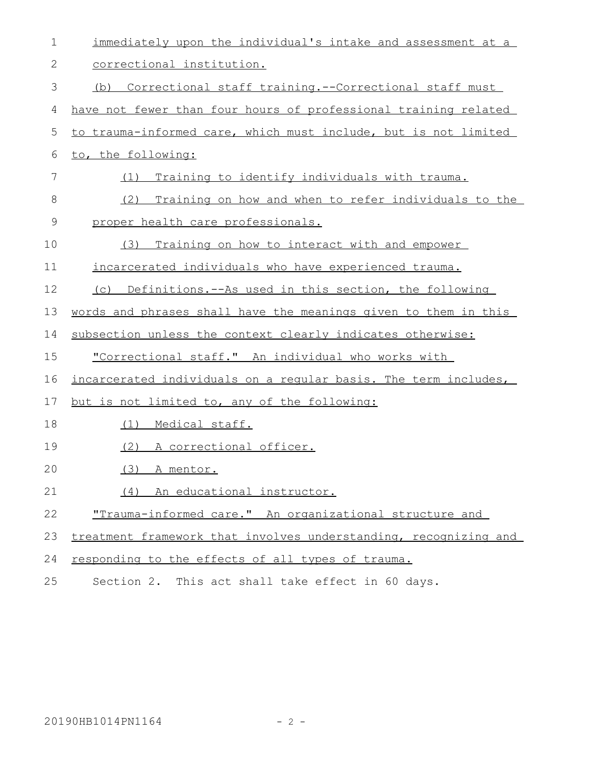immediately upon the individual's intake and assessment at a correctional institution.

(b) Correctional staff training.--Correctional staff must have not fewer than four hours of professional training related to trauma-informed care, which must include, but is not limited to, the following:

(1) Training to identify individuals with trauma.

(2) Training on how and when to refer individuals to the proper health care professionals.

(3) Training on how to interact with and empower incarcerated individuals who have experienced trauma.

(c) Definitions.--As used in this section, the following words and phrases shall have the meanings given to them in this subsection unless the context clearly indicates otherwise:

"Correctional staff." An individual who works with incarcerated individuals on a regular basis. The term includes, but is not limited to, any of the following:

(1) Medical staff.

(2) A correctional officer.

(3) A mentor.

(4) An educational instructor.

"Trauma-informed care." An organizational structure and treatment framework that involves understanding, recognizing and responding to the effects of all types of trauma.

Section 2. This act shall take effect in 60 days.